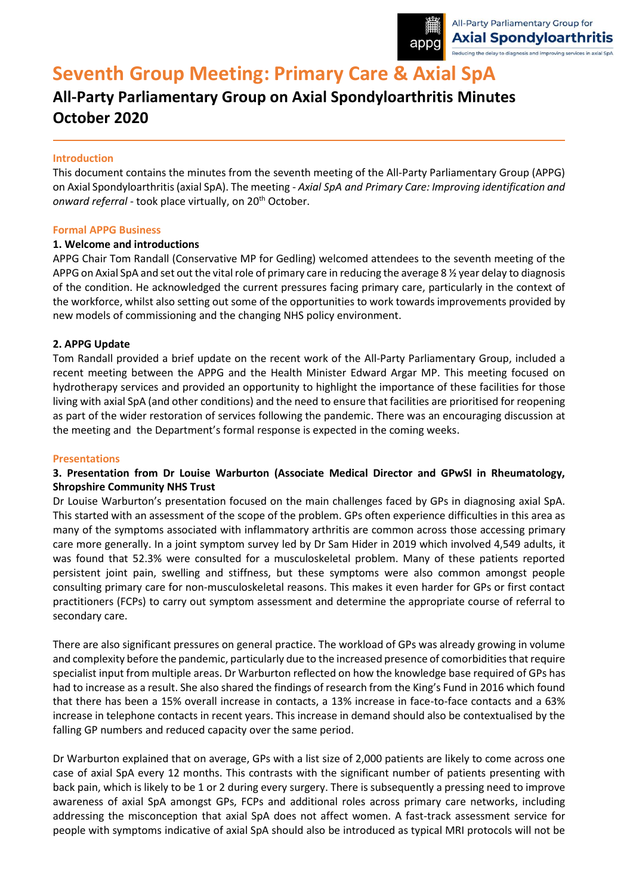# Seventh Group Meeting: Primary Care & Axial SpA

## All-Party Parliamentary Group on Axial Spondyloarthritis Minutes October 2020

### Introduction

This document contains the minutes from the seventh meeting of the All-Party Parliamentary Group (APPG) on Axial Spondyloarthritis (axial SpA). The meeting - *Axial SpA and Primary Care: Improving identification and onward referral* - took place virtually, on 20th October.

### Formal APPG Business

**1. Welcome and introductions**

APPG Chair Tom Randall (Conservative MP for Gedling) welcomed attendees to the seventh meeting of the APPG on Axial SpA and set out the vital role of primary care in reducing the average 8 ½ year delay to diagnosis of the condition. He acknowledged the current pressures facing primary care, particularly in the context of the workforce, whilst also setting out some of the opportunities to work towards improvements provided by new models of commissioning and the changing NHS policy environment.

**2. APPG Update**

Tom Randall provided a brief update on the recent work of the All-Party Parliamentary Group, included a recent meeting between the APPG and the Health Minister Edward Argar MP. This meeting focused on hydrotherapy services and provided an opportunity to highlight the importance of these facilities for those living with axial SpA (and other conditions) and the need to ensure that facilities are prioritised for reopening as part of the wider restoration of services following the pandemic. There was an encouraging discussion at the meeting and the Department's formal response is expected in the coming weeks.

### Presentations

**3. Presentation from Dr Louise Warburton (Associate Medical Director and GPwSI in Rheumatology, Shropshire Community NHS Trust**

Dr Louise Warburton's presentation focused on the main challenges faced by GPs in diagnosing axial SpA. This started with an assessment of the scope of the problem. GPs often experience difficulties in this area as many of the symptoms associated with inflammatory arthritis are common across those accessing primary care more generally. In a joint symptom survey led by Dr Sam Hider in 2019 which involved 4,549 adults, it was found that 52.3% were consulted for a musculoskeletal problem. Many of these patients reported persistent joint pain, swelling and stiffness, but these symptoms were also common amongst people consulting primary care for non-musculoskeletal reasons. This makes it even harder for GPs or first contact practitioners (FCPs) to carry out symptom assessment and determine the appropriate course of referral to secondary care.

There are also significant pressures on general practice. The workload of GPs was already growing in volume and complexity before the pandemic, particularly due to the increased presence of comorbidities that require specialist input from multiple areas. Dr Warburton reflected on how the knowledge base required of GPs has had to increase as a result. She also shared the findings of research from the King's Fund in 2016 which found that there has been a 15% overall increase in contacts, a 13% increase in face-to-face contacts and a 63% increase in telephone contacts in recent years. This increase in demand should also be contextualised by the falling GP numbers and reduced capacity over the same period.

Dr Warburton explained that on average, GPs with a list size of 2,000 patients are likely to come across one case of axial SpA every 12 months. This contrasts with the significant number of patients presenting with back pain, which is likely to be 1 or 2 during every surgery. There is subsequently a pressing need to improve awareness of axial SpA amongst GPs, FCPs and additional roles across primary care networks, including addressing the misconception that axial SpA does not affect women. A fast-track assessment service for people with symptoms indicative of axial SpA should also be introduced as typical MRI protocols will not be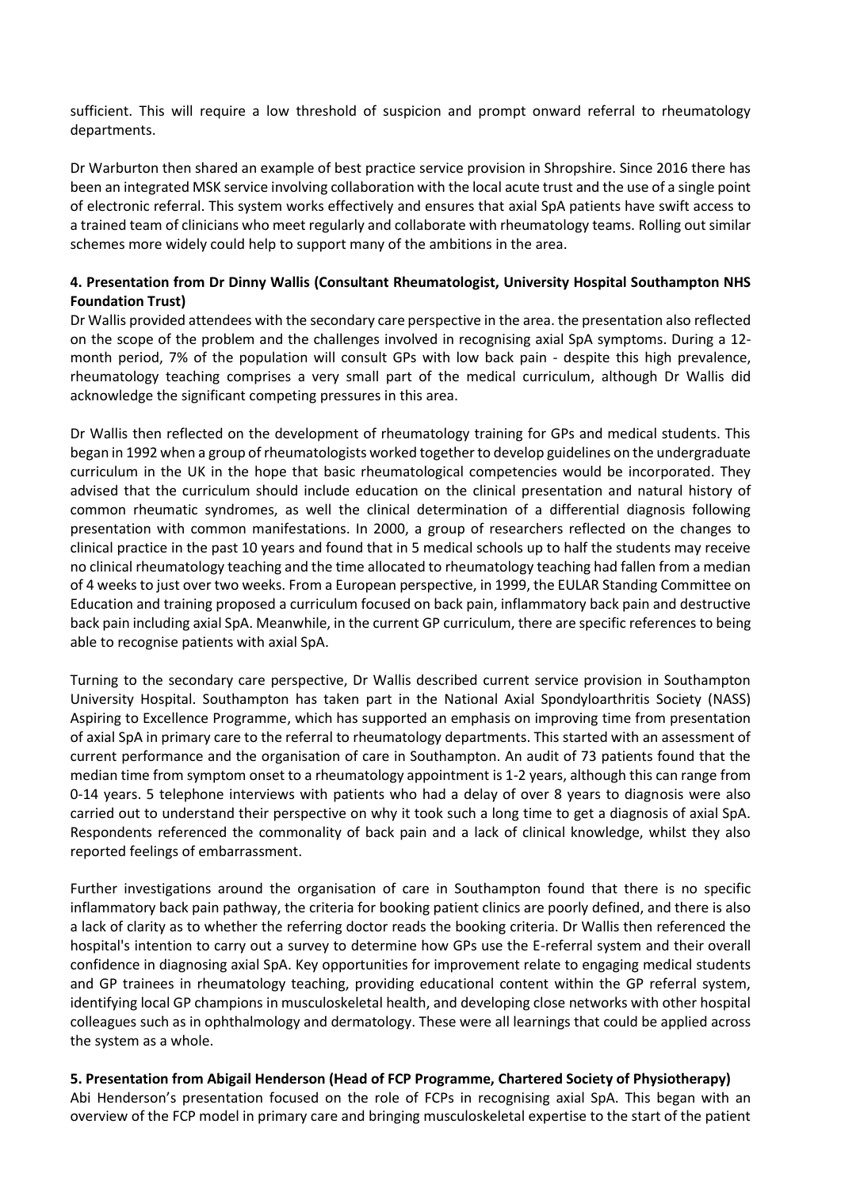sufficient. This will require a low threshold of suspicion and prompt onward referral to rheumatology departments.

Dr Warburton then shared an example of best practice service provision in Shropshire. Since 2016 there has been an integrated MSK service involving collaboration with the local acute trust and the use of a single point of electronic referral. This system works effectively and ensures that axial SpA patients have swift access to a trained team of clinicians who meet regularly and collaborate with rheumatology teams. Rolling out similar schemes more widely could help to support many of the ambitions in the area.

**4. Presentation from Dr Dinny Wallis (Consultant Rheumatologist, University Hospital Southampton NHS Foundation Trust)**

Dr Wallis provided attendees with the secondary care perspective in the area. the presentation also reflected on the scope of the problem and the challenges involved in recognising axial SpA symptoms. During a 12-month period, 7% of the population will consult GPs with low back pain - despite this high prevalence, rheumatology teaching comprises a very small part of the medical curriculum, although Dr Wallis did acknowledge the significant competing pressures in this area.

Dr Wallis then reflected on the development of rheumatology training for GPs and medical students. This began in 1992 when a group of rheumatologists worked together to develop guidelines on the undergraduate curriculum in the UK in the hope that basic rheumatological competencies would be incorporated. They advised that the curriculum should include education on the clinical presentation and natural history of common rheumatic syndromes, as well the clinical determination of a differential diagnosis following presentation with common manifestations. In 2000, a group of researchers reflected on the changes to clinical practice in the past 10 years and found that in 5 medical schools up to half the students may receive no clinical rheumatology teaching and the time allocated to rheumatology teaching had fallen from a median of 4 weeks to just over two weeks. From a European perspective, in 1999, the EULAR Standing Committee on Education and training proposed a curriculum focused on back pain, inflammatory back pain and destructive back pain including axial SpA. Meanwhile, in the current GP curriculum, there are specific references to being able to recognise patients with axial SpA.

Turning to the secondary care perspective, Dr Wallis described current service provision in Southampton University Hospital. Southampton has taken part in the National Axial Spondyloarthritis Society (NASS) Aspiring to Excellence Programme, which has supported an emphasis on improving time from presentation of axial SpA in primary care to the referral to rheumatology departments. This started with an assessment of current performance and the organisation of care in Southampton. An audit of 73 patients found that the median time from symptom onset to a rheumatology appointment is 1-2 years, although this can range from 0-14 years. 5 telephone interviews with patients who had a delay of over 8 years to diagnosis were also carried out to understand their perspective on why it took such a long time to get a diagnosis of axial SpA. Respondents referenced the commonality of back pain and a lack of clinical knowledge, whilst they also reported feelings of embarrassment.

Further investigations around the organisation of care in Southampton found that there is no specific inflammatory back pain pathway, the criteria for booking patient clinics are poorly defined, and there is also a lack of clarity as to whether the referring doctor reads the booking criteria. Dr Wallis then referenced the hospital's intention to carry out a survey to determine how GPs use the E-referral system and their overall confidence in diagnosing axial SpA. Key opportunities for improvement relate to engaging medical students and GP trainees in rheumatology teaching, providing educational content within the GP referral system, identifying local GP champions in musculoskeletal health, and developing close networks with other hospital colleagues such as in ophthalmology and dermatology. These were all learnings that could be applied across the system as a whole.

**5. Presentation from Abigail Henderson (Head of FCP Programme, Chartered Society of Physiotherapy)**

Abi Henderson's presentation focused on the role of FCPs in recognising axial SpA. This began with an overview of the FCP model in primary care and bringing musculoskeletal expertise to the start of the patient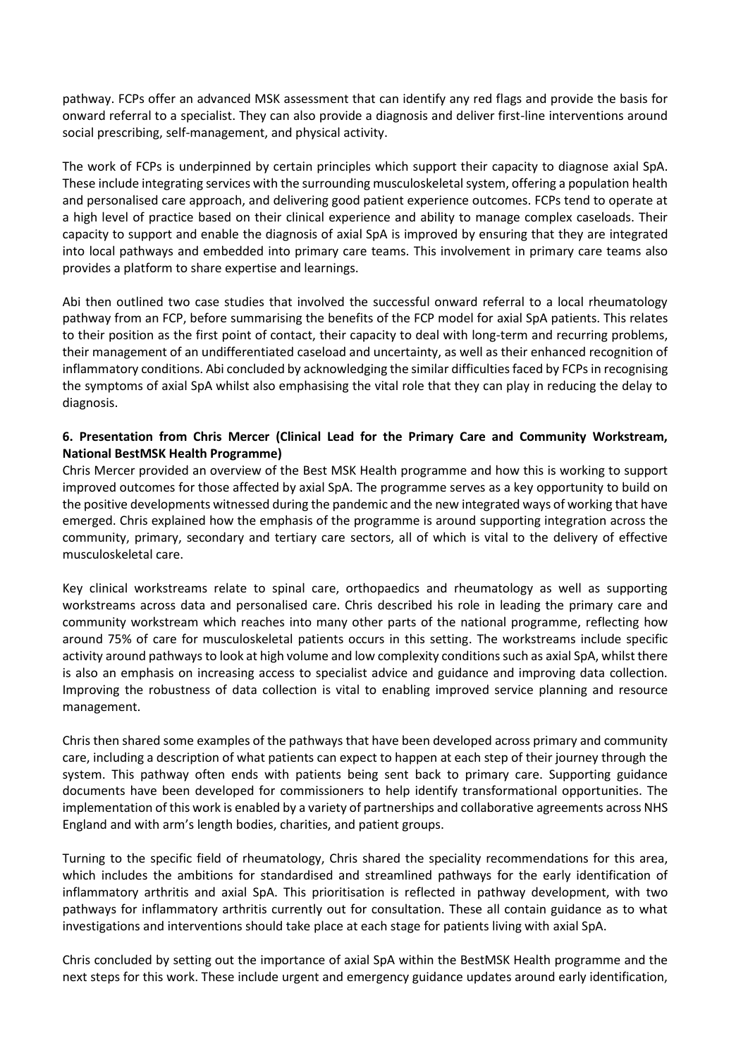pathway. FCPs offer an advanced MSK assessment that can identify any red flags and provide the basis for onward referral to a specialist. They can also provide a diagnosis and deliver first-line interventions around social prescribing, self-management, and physical activity.

The work of FCPs is underpinned by certain principles which support their capacity to diagnose axial SpA. These include integrating services with the surrounding musculoskeletal system, offering a population health and personalised care approach, and delivering good patient experience outcomes. FCPs tend to operate at a high level of practice based on their clinical experience and ability to manage complex caseloads. Their capacity to support and enable the diagnosis of axial SpA is improved by ensuring that they are integrated into local pathways and embedded into primary care teams. This involvement in primary care teams also provides a platform to share expertise and learnings.

Abi then outlined two case studies that involved the successful onward referral to a local rheumatology pathway from an FCP, before summarising the benefits of the FCP model for axial SpA patients. This relates to their position as the first point of contact, their capacity to deal with long-term and recurring problems, their management of an undifferentiated caseload and uncertainty, as well as their enhanced recognition of inflammatory conditions. Abi concluded by acknowledging the similar difficulties faced by FCPs in recognising the symptoms of axial SpA whilst also emphasising the vital role that they can play in reducing the delay to diagnosis.

**6. Presentation from Chris Mercer (Clinical Lead for the Primary Care and Community Workstream, National BestMSK Health Programme)**

Chris Mercer provided an overview of the Best MSK Health programme and how this is working to support improved outcomes for those affected by axial SpA. The programme serves as a key opportunity to build on the positive developments witnessed during the pandemic and the new integrated ways of working that have emerged. Chris explained how the emphasis of the programme is around supporting integration across the community, primary, secondary and tertiary care sectors, all of which is vital to the delivery of effective musculoskeletal care.

Key clinical workstreams relate to spinal care, orthopaedics and rheumatology as well as supporting workstreams across data and personalised care. Chris described his role in leading the primary care and community workstream which reaches into many other parts of the national programme, reflecting how around 75% of care for musculoskeletal patients occurs in this setting. The workstreams include specific activity around pathways to look at high volume and low complexity conditions such as axial SpA, whilst there is also an emphasis on increasing access to specialist advice and guidance and improving data collection. Improving the robustness of data collection is vital to enabling improved service planning and resource management.

Chris then shared some examples of the pathways that have been developed across primary and community care, including a description of what patients can expect to happen at each step of their journey through the system. This pathway often ends with patients being sent back to primary care. Supporting guidance documents have been developed for commissioners to help identify transformational opportunities. The implementation of this work is enabled by a variety of partnerships and collaborative agreements across NHS England and with arm's length bodies, charities, and patient groups.

Turning to the specific field of rheumatology, Chris shared the speciality recommendations for this area, which includes the ambitions for standardised and streamlined pathways for the early identification of inflammatory arthritis and axial SpA. This prioritisation is reflected in pathway development, with two pathways for inflammatory arthritis currently out for consultation. These all contain guidance as to what investigations and interventions should take place at each stage for patients living with axial SpA.

Chris concluded by setting out the importance of axial SpA within the BestMSK Health programme and the next steps for this work. These include urgent and emergency guidance updates around early identification,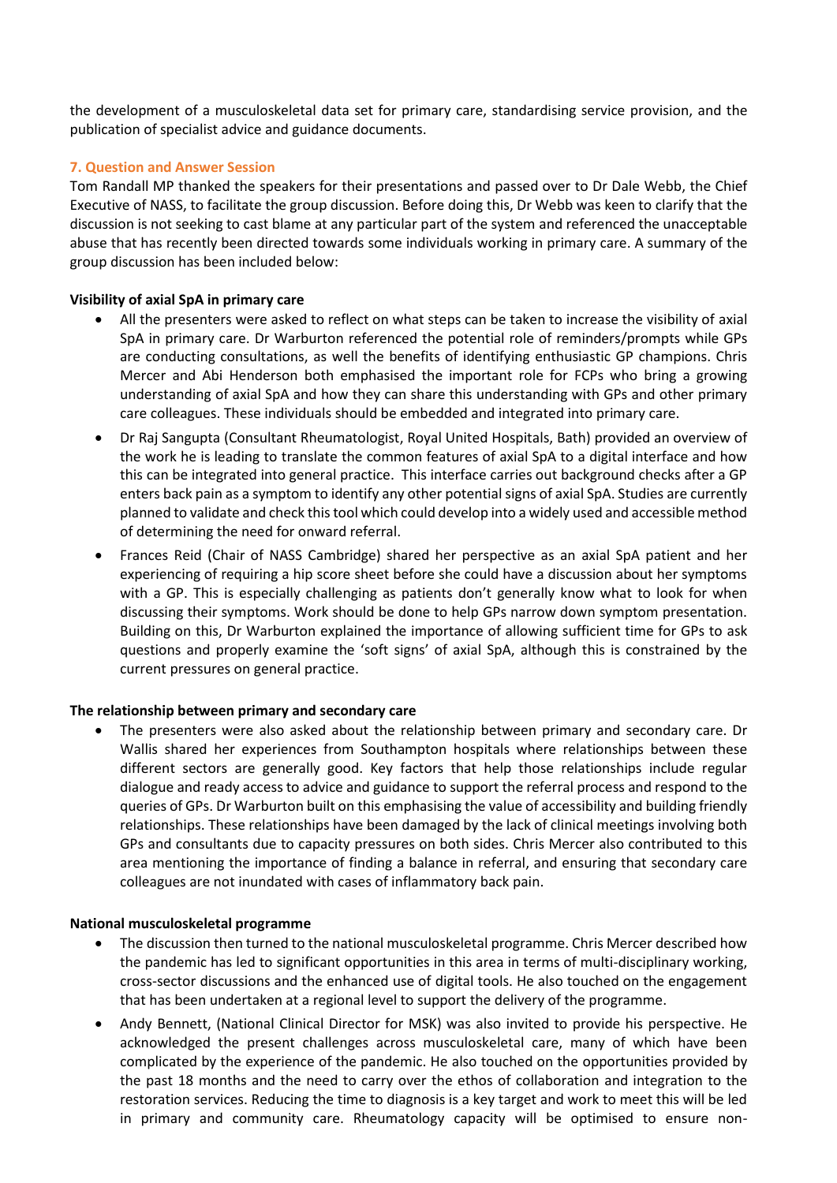the development of a musculoskeletal data set for primary care, standardising service provision, and the publication of specialist advice and guidance documents.

### 7. Question and Answer Session

Tom Randall MP thanked the speakers for their presentations and passed over to Dr Dale Webb, the Chief Executive of NASS, to facilitate the group discussion. Before doing this, Dr Webb was keen to clarify that the discussion is not seeking to cast blame at any particular part of the system and referenced the unacceptable abuse that has recently been directed towards some individuals working in primary care. A summary of the group discussion has been included below:

**Visibility of axial SpA in primary care**

- All the presenters were asked to reflect on what steps can be taken to increase the visibility of axial SpA in primary care. Dr Warburton referenced the potential role of reminders/prompts while GPs are conducting consultations, as well the benefits of identifying enthusiastic GP champions. Chris Mercer and Abi Henderson both emphasised the important role for FCPs who bring a growing understanding of axial SpA and how they can share this understanding with GPs and other primary care colleagues. These individuals should be embedded and integrated into primary care.
- Dr Raj Sangupta (Consultant Rheumatologist, Royal United Hospitals, Bath) provided an overview of the work he is leading to translate the common features of axial SpA to a digital interface and how this can be integrated into general practice. This interface carries out background checks after a GP enters back pain as a symptom to identify any other potential signs of axial SpA. Studies are currently planned to validate and check this tool which could develop into a widely used and accessible method of determining the need for onward referral.
- Frances Reid (Chair of NASS Cambridge) shared her perspective as an axial SpA patient and her experiencing of requiring a hip score sheet before she could have a discussion about her symptoms with a GP. This is especially challenging as patients don't generally know what to look for when discussing their symptoms. Work should be done to help GPs narrow down symptom presentation. Building on this, Dr Warburton explained the importance of allowing sufficient time for GPs to ask questions and properly examine the 'soft signs' of axial SpA, although this is constrained by the current pressures on general practice.

**The relationship between primary and secondary care**

- The presenters were also asked about the relationship between primary and secondary care. Dr Wallis shared her experiences from Southampton hospitals where relationships between these different sectors are generally good. Key factors that help those relationships include regular dialogue and ready access to advice and guidance to support the referral process and respond to the queries of GPs. Dr Warburton built on this emphasising the value of accessibility and building friendly relationships. These relationships have been damaged by the lack of clinical meetings involving both GPs and consultants due to capacity pressures on both sides. Chris Mercer also contributed to this area mentioning the importance of finding a balance in referral, and ensuring that secondary care colleagues are not inundated with cases of inflammatory back pain.

**National musculoskeletal programme**

- The discussion then turned to the national musculoskeletal programme. Chris Mercer described how the pandemic has led to significant opportunities in this area in terms of multi-disciplinary working, cross-sector discussions and the enhanced use of digital tools. He also touched on the engagement that has been undertaken at a regional level to support the delivery of the programme.
- Andy Bennett, (National Clinical Director for MSK) was also invited to provide his perspective. He acknowledged the present challenges across musculoskeletal care, many of which have been complicated by the experience of the pandemic. He also touched on the opportunities provided by the past 18 months and the need to carry over the ethos of collaboration and integration to the restoration services. Reducing the time to diagnosis is a key target and work to meet this will be led in primary and community care. Rheumatology capacity will be optimised to ensure non-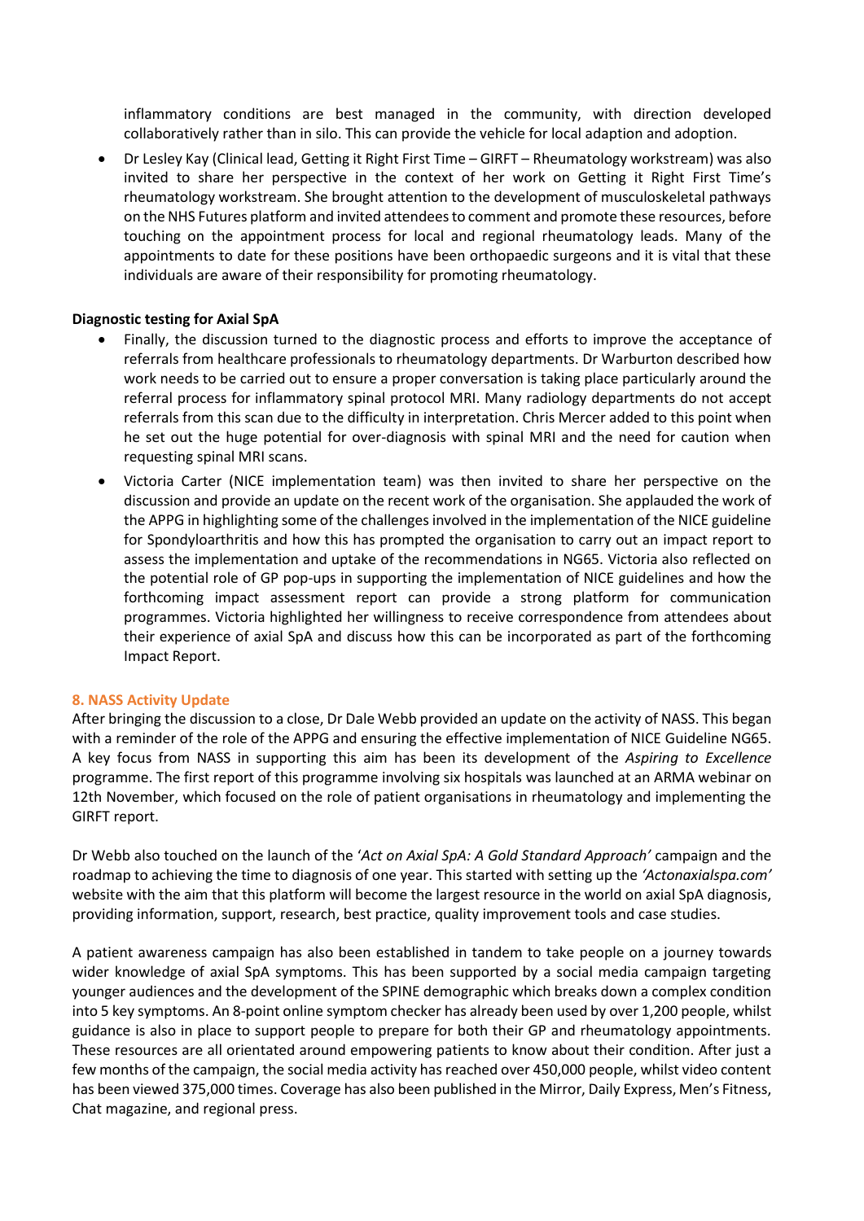inflammatory conditions are best managed in the community, with direction developed collaboratively rather than in silo. This can provide the vehicle for local adaption and adoption.

- Dr Lesley Kay (Clinical lead, Getting it Right First Time – GIRFT – Rheumatology workstream) was also invited to share her perspective in the context of her work on Getting it Right First Time's rheumatology workstream. She brought attention to the development of musculoskeletal pathways on the NHS Futures platform and invited attendees to comment and promote these resources, before touching on the appointment process for local and regional rheumatology leads. Many of the appointments to date for these positions have been orthopaedic surgeons and it is vital that these individuals are aware of their responsibility for promoting rheumatology.

**Diagnostic testing for Axial SpA**

- Finally, the discussion turned to the diagnostic process and efforts to improve the acceptance of referrals from healthcare professionals to rheumatology departments. Dr Warburton described how work needs to be carried out to ensure a proper conversation is taking place particularly around the referral process for inflammatory spinal protocol MRI. Many radiology departments do not accept referrals from this scan due to the difficulty in interpretation. Chris Mercer added to this point when he set out the huge potential for over-diagnosis with spinal MRI and the need for caution when requesting spinal MRI scans.
- Victoria Carter (NICE implementation team) was then invited to share her perspective on the discussion and provide an update on the recent work of the organisation. She applauded the work of the APPG in highlighting some of the challenges involved in the implementation of the NICE guideline for Spondyloarthritis and how this has prompted the organisation to carry out an impact report to assess the implementation and uptake of the recommendations in NG65. Victoria also reflected on the potential role of GP pop-ups in supporting the implementation of NICE guidelines and how the forthcoming impact assessment report can provide a strong platform for communication programmes. Victoria highlighted her willingness to receive correspondence from attendees about their experience of axial SpA and discuss how this can be incorporated as part of the forthcoming Impact Report.

## 8. NASS Activity Update

After bringing the discussion to a close, Dr Dale Webb provided an update on the activity of NASS. This began with a reminder of the role of the APPG and ensuring the effective implementation of NICE Guideline NG65. A key focus from NASS in supporting this aim has been its development of the *Aspiring to Excellence* programme. The first report of this programme involving six hospitals was launched at an ARMA webinar on 12th November, which focused on the role of patient organisations in rheumatology and implementing the GIRFT report.

Dr Webb also touched on the launch of the '*Act on Axial SpA: A Gold Standard Approach'* campaign and the roadmap to achieving the time to diagnosis of one year. This started with setting up the *'Actonaxialspa.com'* website with the aim that this platform will become the largest resource in the world on axial SpA diagnosis, providing information, support, research, best practice, quality improvement tools and case studies.

A patient awareness campaign has also been established in tandem to take people on a journey towards wider knowledge of axial SpA symptoms. This has been supported by a social media campaign targeting younger audiences and the development of the SPINE demographic which breaks down a complex condition into 5 key symptoms. An 8-point online symptom checker has already been used by over 1,200 people, whilst guidance is also in place to support people to prepare for both their GP and rheumatology appointments. These resources are all orientated around empowering patients to know about their condition. After just a few months of the campaign, the social media activity has reached over 450,000 people, whilst video content has been viewed 375,000 times. Coverage has also been published in the Mirror, Daily Express, Men's Fitness, Chat magazine, and regional press.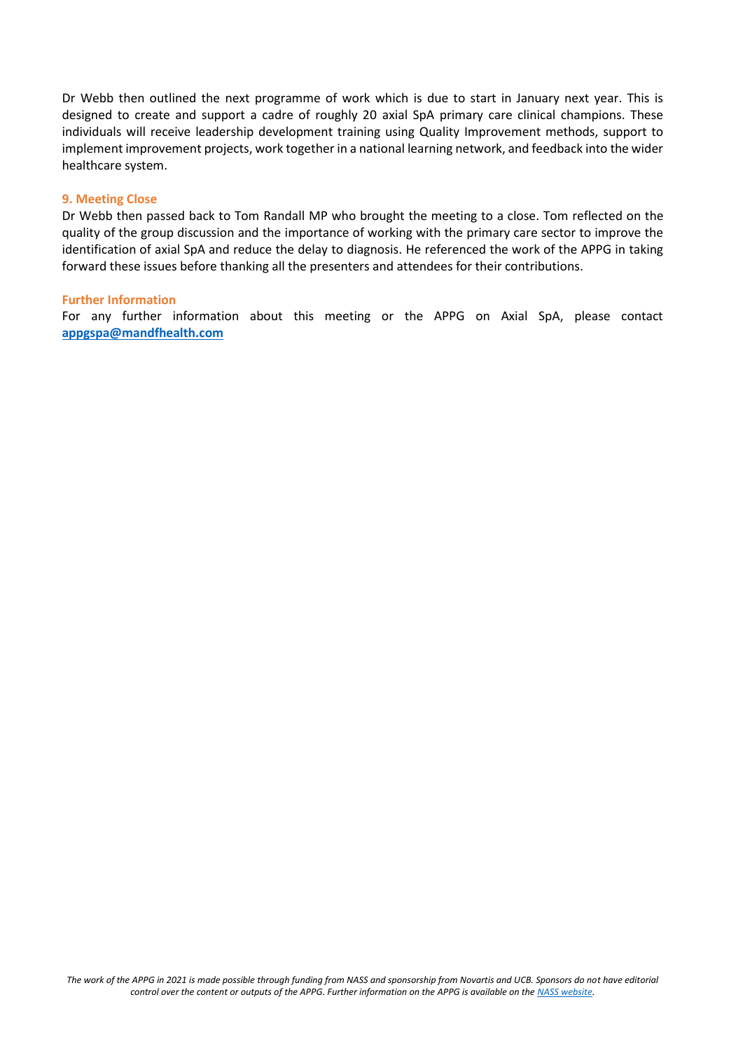Dr Webb then outlined the next programme of work which is due to start in January next year. This is designed to create and support a cadre of roughly 20 axial SpA primary care clinical champions. These individuals will receive leadership development training using Quality Improvement methods, support to implement improvement projects, work together in a national learning network, and feedback into the wider healthcare system.

## 9. Meeting Close

Dr Webb then passed back to Tom Randall MP who brought the meeting to a close. Tom reflected on the quality of the group discussion and the importance of working with the primary care sector to improve the identification of axial SpA and reduce the delay to diagnosis. He referenced the work of the APPG in taking forward these issues before thanking all the presenters and attendees for their contributions.

## Further Information

For any further information about this meeting or the APPG on Axial SpA, please contact **appgspa@mandfhealth.com**

*The work of the APPG in 2021 is made possible through funding from NASS and sponsorship from Novartis and UCB. Sponsors do not have editorial control over the content or outputs of the APPG. Further information on the APPG is available on the NASS website.*